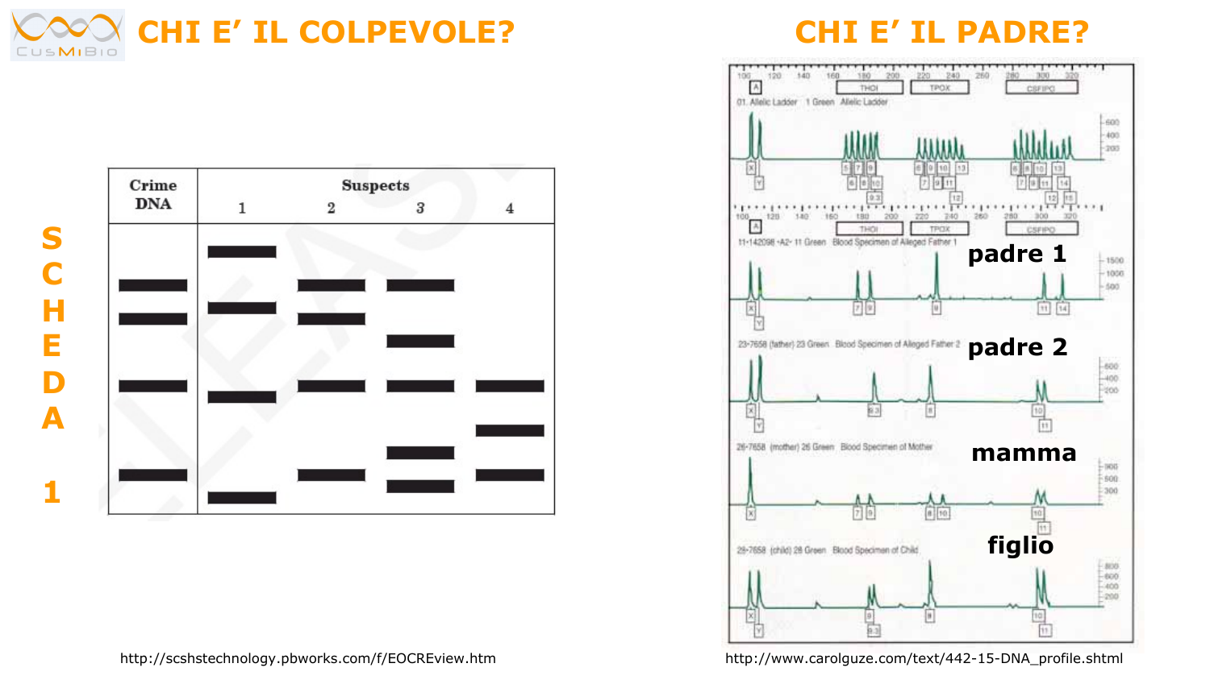# CHI E' IL COLPEVOLE?

# CHI E' IL PADRE?

**SCHEDA 1**

| Crime DNA | Suspects 1 | 2 | 3 | 4 |
|---|---|---|---|---|

http://scshstechnology.pbworks.com/f/EOCREview.htm

padre 1

padre 2

mamma

figlio

http://www.carolguze.com/text/442-15-DNA_profile.shtml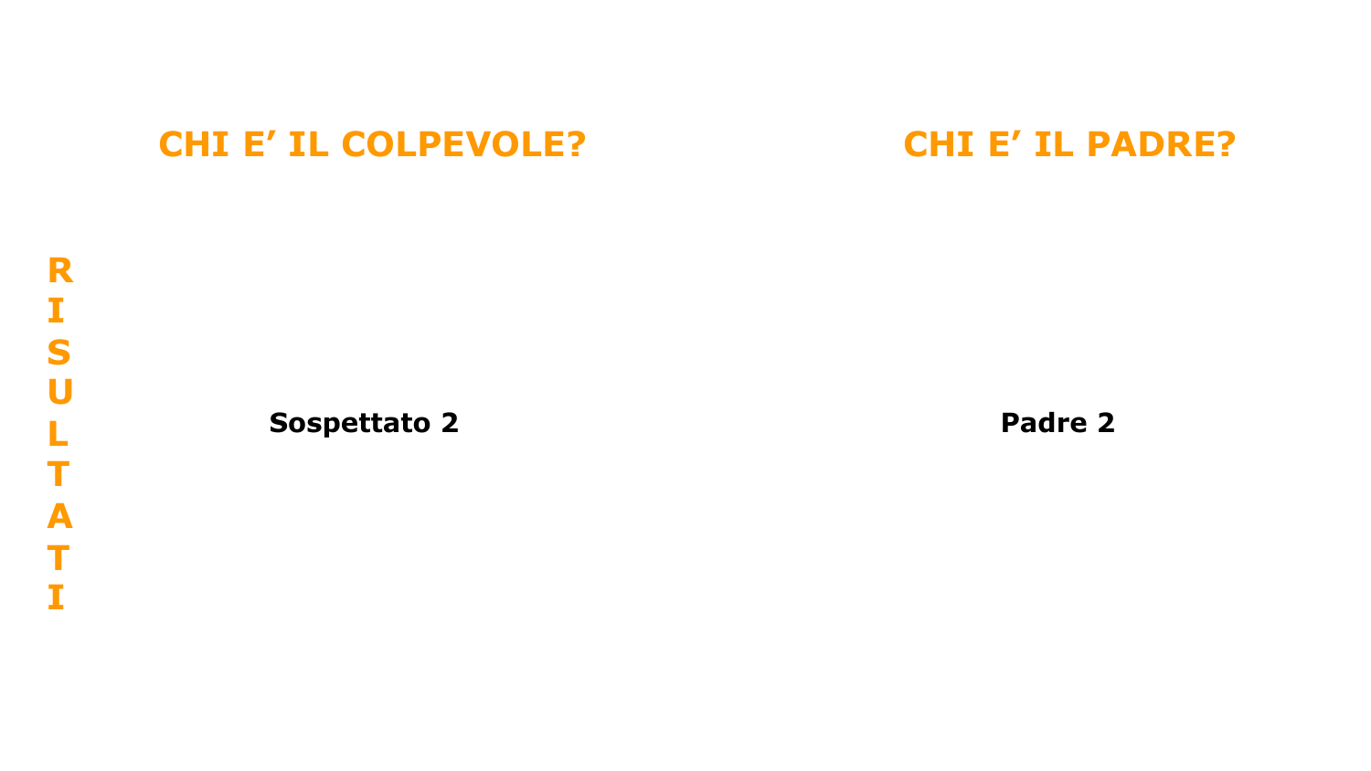**RISULTATI**

## CHI E’ IL COLPEVOLE?

**Sospettato 2**

## CHI E’ IL PADRE?

**Padre 2**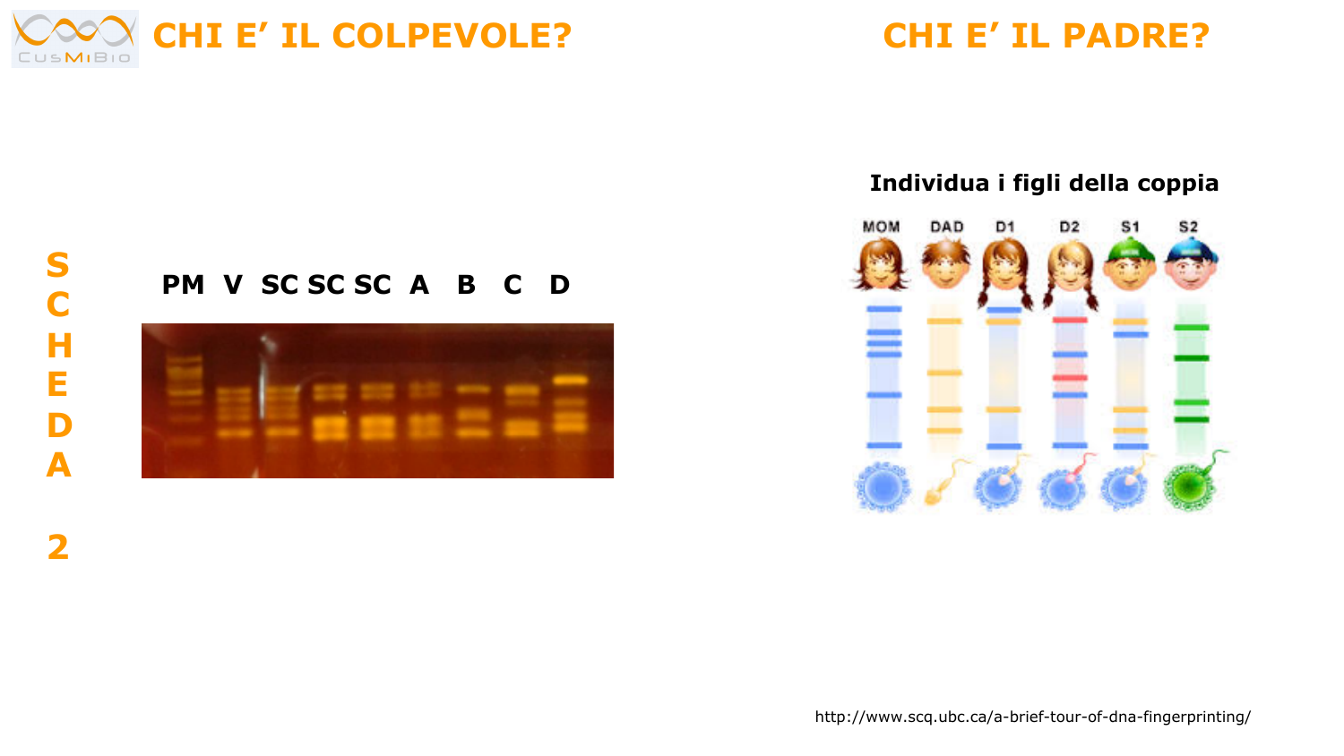# CHI E' IL COLPEVOLE?

SCHEDA 2

PM V SC SC SC A B C D

# CHI E' IL PADRE?

**Individua i figli della coppia**

MOM DAD D1 D2 S1 S2

http://www.scq.ubc.ca/a-brief-tour-of-dna-fingerprinting/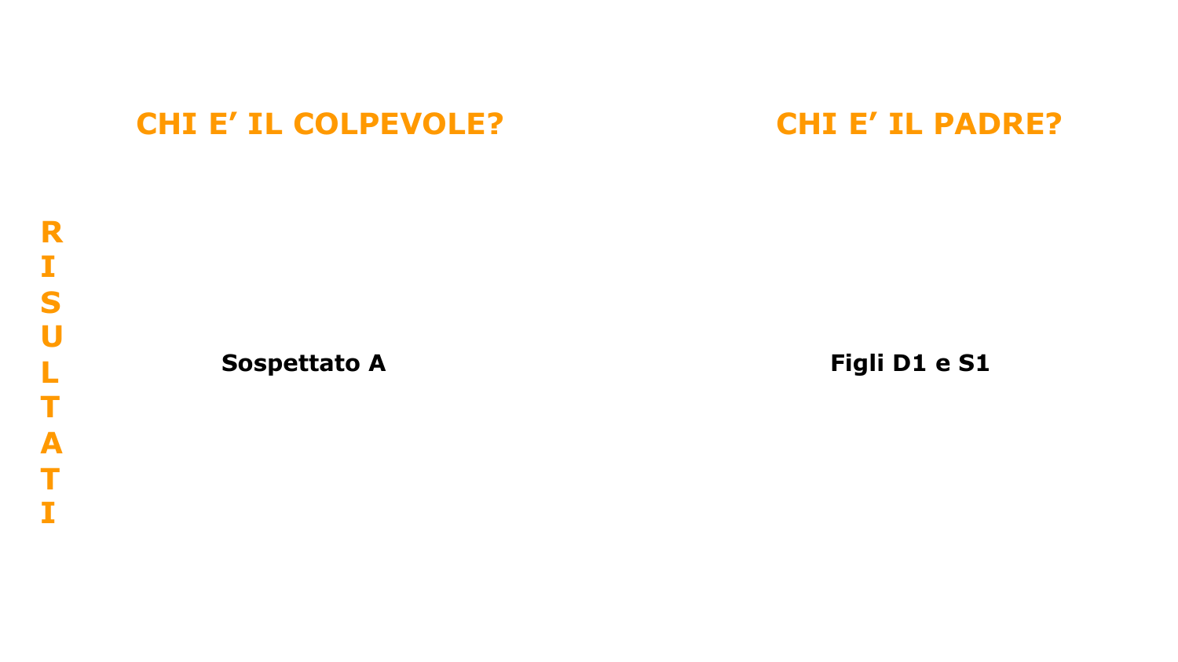**RISULTATI**

| CHI E' IL COLPEVOLE? | CHI E' IL PADRE? |
| --- | --- |
| **Sospettato A** | **Figli D1 e S1** |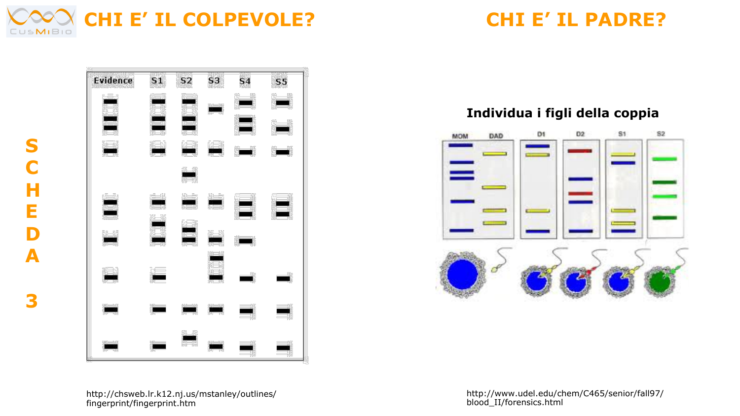# CHI E' IL COLPEVOLE?

# CHI E' IL PADRE?

SCHEDA 3

Individua i figli della coppia

http://chsweb.lr.k12.nj.us/mstanley/outlines/fingerprint/fingerprint.htm

http://www.udel.edu/chem/C465/senior/fall97/blood_II/forensics.html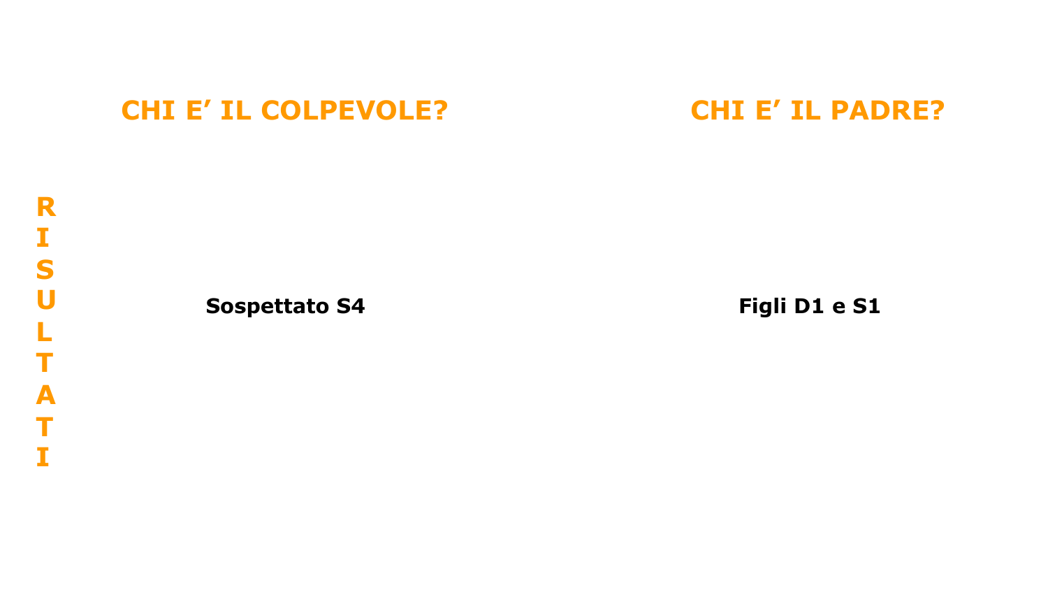**RISULTATI**

## CHI E' IL COLPEVOLE?

**Sospettato S4**

## CHI E' IL PADRE?

**Figli D1 e S1**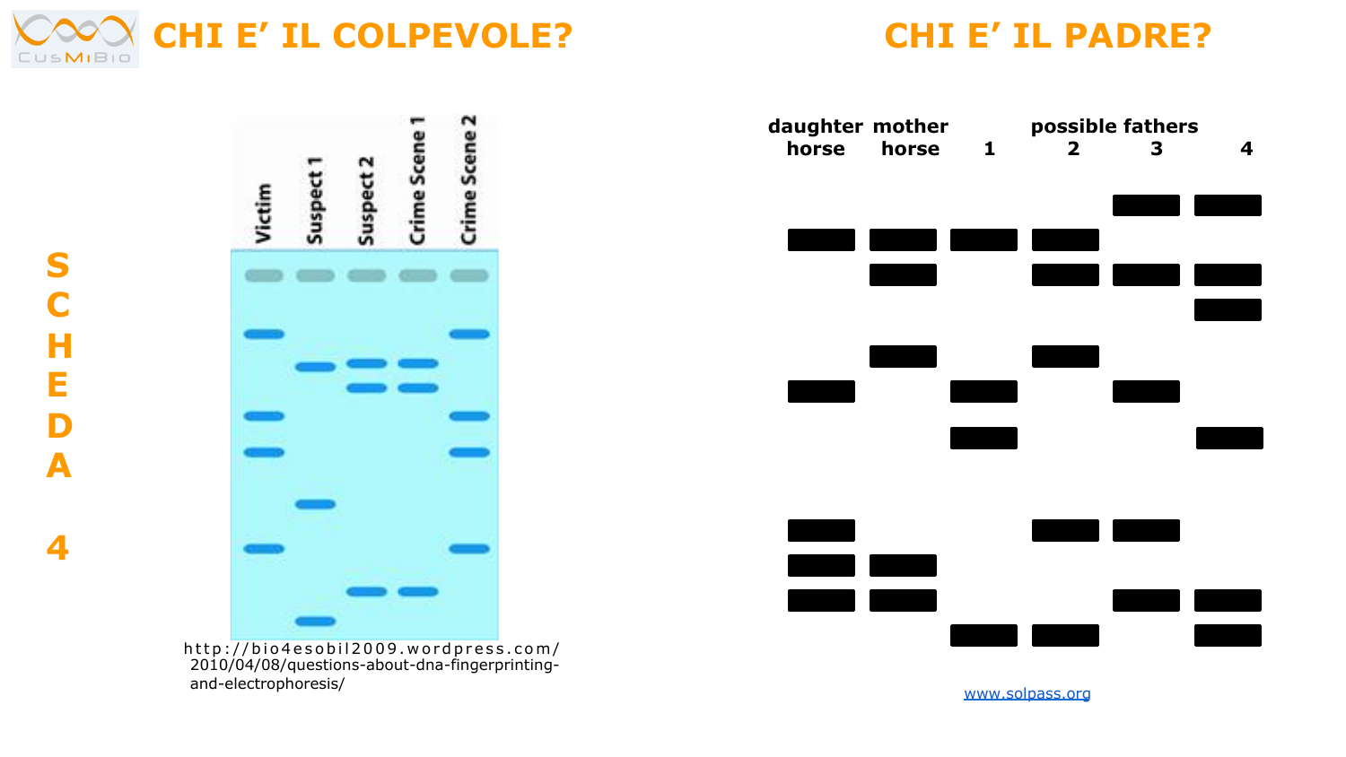# CHI E' IL COLPEVOLE?

**SCHEDA 4**

Victim | Suspect 1 | Suspect 2 | Crime Scene 1 | Crime Scene 2

http://bio4esobil2009.wordpress.com/2010/04/08/questions-about-dna-fingerprinting-and-electrophoresis/

# CHI E' IL PADRE?

| daughter horse | mother horse | possible fathers 1 | 2 | 3 | 4 |
|---|---|---|---|---|---|
| | | | | ■ | ■ |
| ■ | ■ | ■ | ■ | | |
| | ■ | | ■ | ■ | ■ |
| | | | | | ■ |
| | ■ | | ■ | | |
| ■ | | ■ | | ■ | |
| | | ■ | | | ■ |
| ■ | | | ■ | ■ | |
| ■ | ■ | | | | |
| ■ | ■ | | | ■ | ■ |
| | | ■ | ■ | | ■ |

www.solpass.org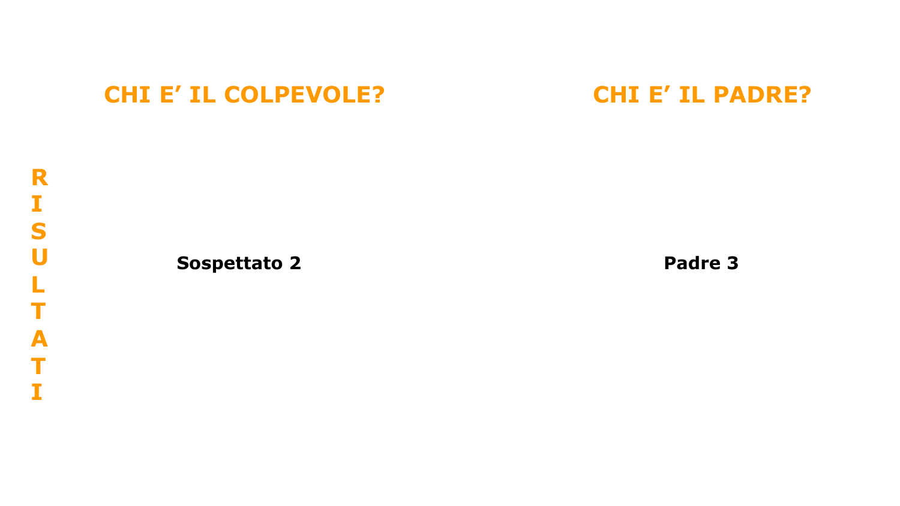**RISULTATI**

| CHI E' IL COLPEVOLE? | CHI E' IL PADRE? |
| --- | --- |
| **Sospettato 2** | **Padre 3** |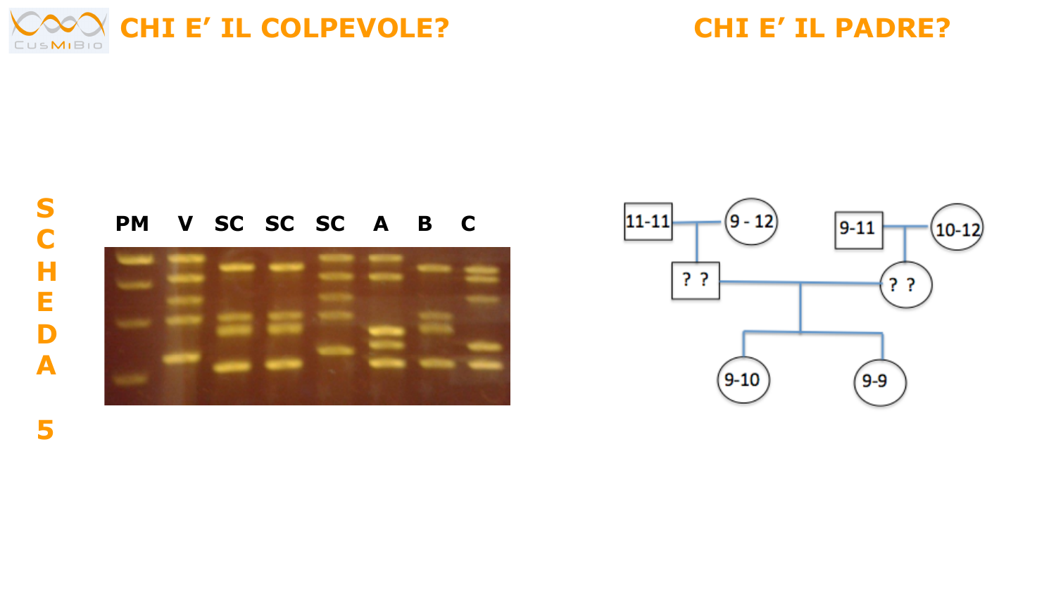# CHI E' IL COLPEVOLE?

# CHI E' IL PADRE?

S C H E D A 5

PM V SC SC SC A B C

11-11 9 - 12 9-11 10-12

? ? ? ?

9-10 9-9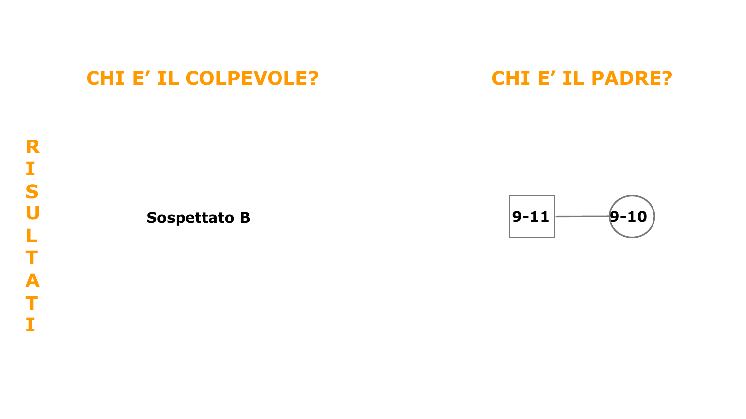**RISULTATI**

## CHI E' IL COLPEVOLE?

**Sospettato B**

## CHI E' IL PADRE?

**9-11** — **9-10**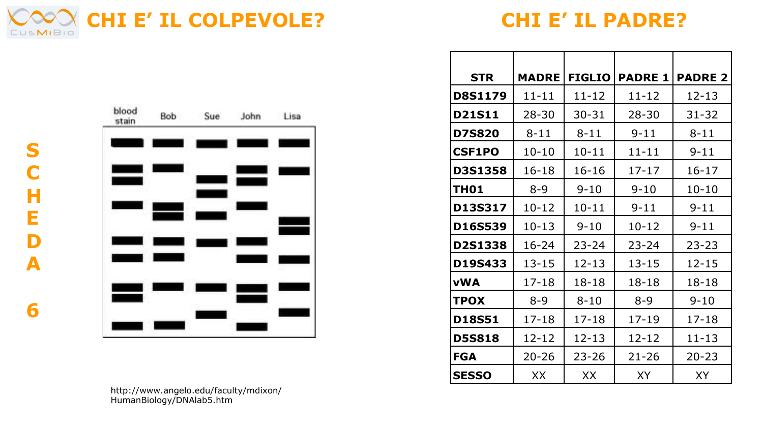# CHI E' IL COLPEVOLE?

SCHEDA 6

| blood stain | Bob | Sue | John | Lisa |
|---|---|---|---|---|

http://www.angelo.edu/faculty/mdixon/HumanBiology/DNAlab5.htm

# CHI E' IL PADRE?

| STR | MADRE | FIGLIO | PADRE 1 | PADRE 2 |
|---|---|---|---|---|
| D8S1179 | 11-11 | 11-12 | 11-12 | 12-13 |
| D21S11 | 28-30 | 30-31 | 28-30 | 31-32 |
| D7S820 | 8-11 | 8-11 | 9-11 | 8-11 |
| CSF1PO | 10-10 | 10-11 | 11-11 | 9-11 |
| D3S1358 | 16-18 | 16-16 | 17-17 | 16-17 |
| TH01 | 8-9 | 9-10 | 9-10 | 10-10 |
| D13S317 | 10-12 | 10-11 | 9-11 | 9-11 |
| D16S539 | 10-13 | 9-10 | 10-12 | 9-11 |
| D2S1338 | 16-24 | 23-24 | 23-24 | 23-23 |
| D19S433 | 13-15 | 12-13 | 13-15 | 12-15 |
| vWA | 17-18 | 18-18 | 18-18 | 18-18 |
| TPOX | 8-9 | 8-10 | 8-9 | 9-10 |
| D18S51 | 17-18 | 17-18 | 17-19 | 17-18 |
| D5S818 | 12-12 | 12-13 | 12-12 | 11-13 |
| FGA | 20-26 | 23-26 | 21-26 | 20-23 |
| SESSO | XX | XX | XY | XY |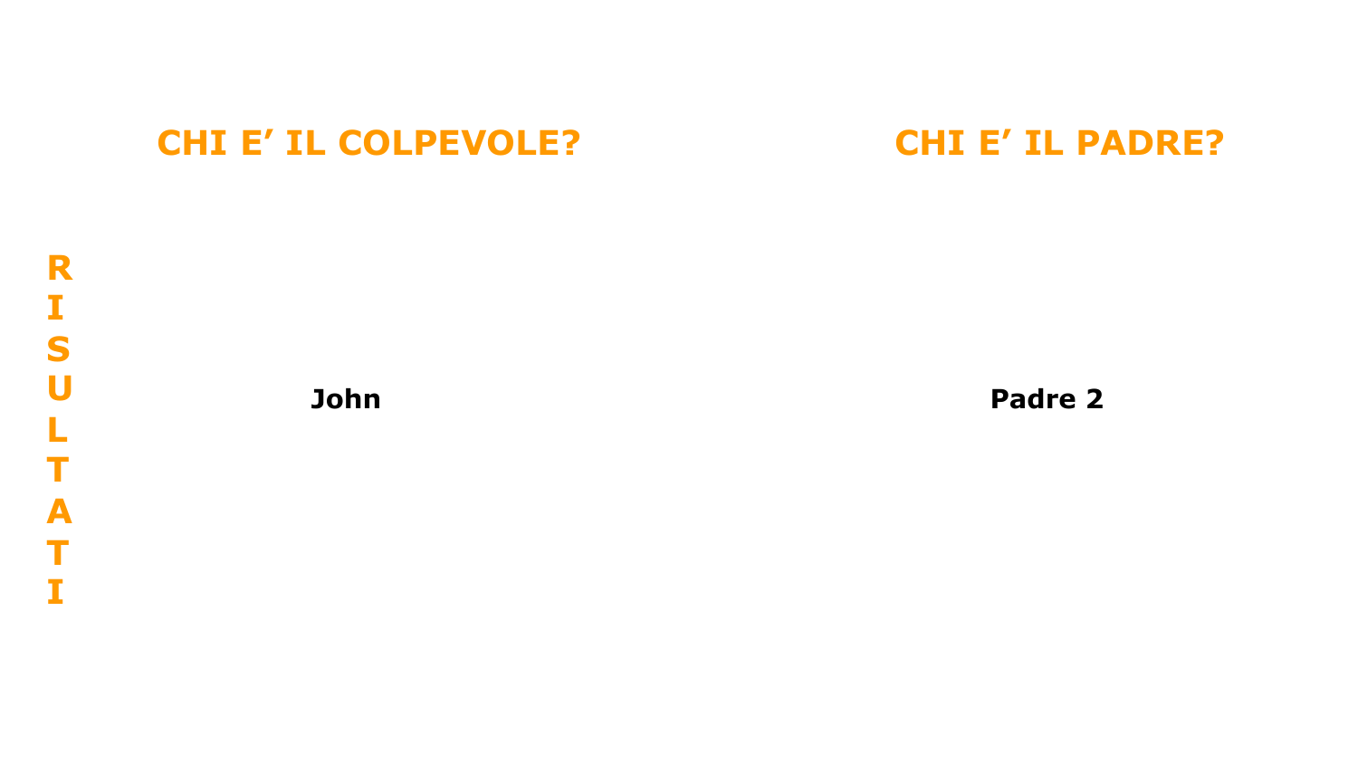**RISULTATI**

| CHI E' IL COLPEVOLE? | CHI E' IL PADRE? |
| --- | --- |
| **John** | **Padre 2** |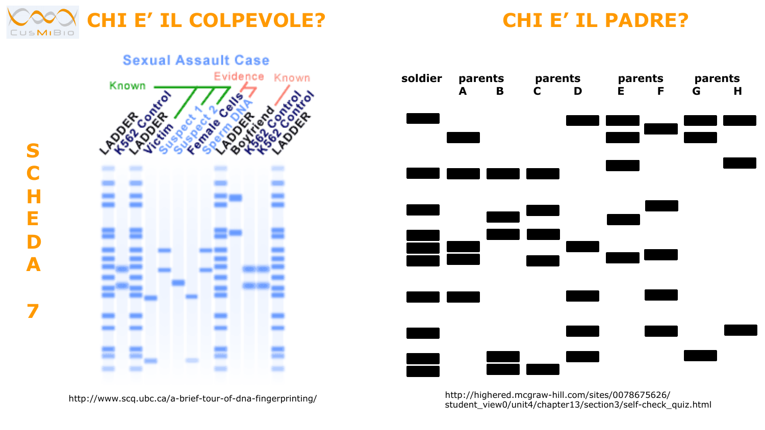# CHI E' IL COLPEVOLE?

# CHI E' IL PADRE?

**SCHEDA 7**

Sexual Assault Case

Known — Evidence — Known

LADDER, K562 Control, LADDER, Victim, Suspect 1, Suspect 2, Female Cells, Sperm DNA, LADDER, Boyfriend, K562 Control, K562 Control, LADDER

http://www.scq.ubc.ca/a-brief-tour-of-dna-fingerprinting/

soldier | parents A B | parents C D | parents E F | parents G H

http://highered.mcgraw-hill.com/sites/0078675626/student_view0/unit4/chapter13/section3/self-check_quiz.html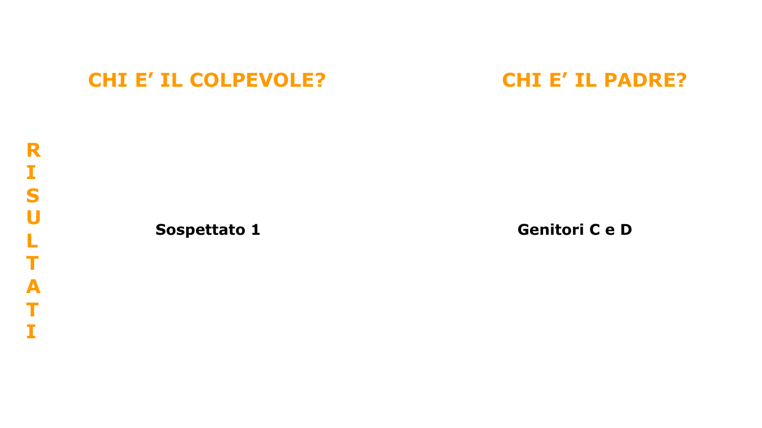**RISULTATI**

| CHI E' IL COLPEVOLE? | CHI E' IL PADRE? |
| --- | --- |
| **Sospettato 1** | **Genitori C e D** |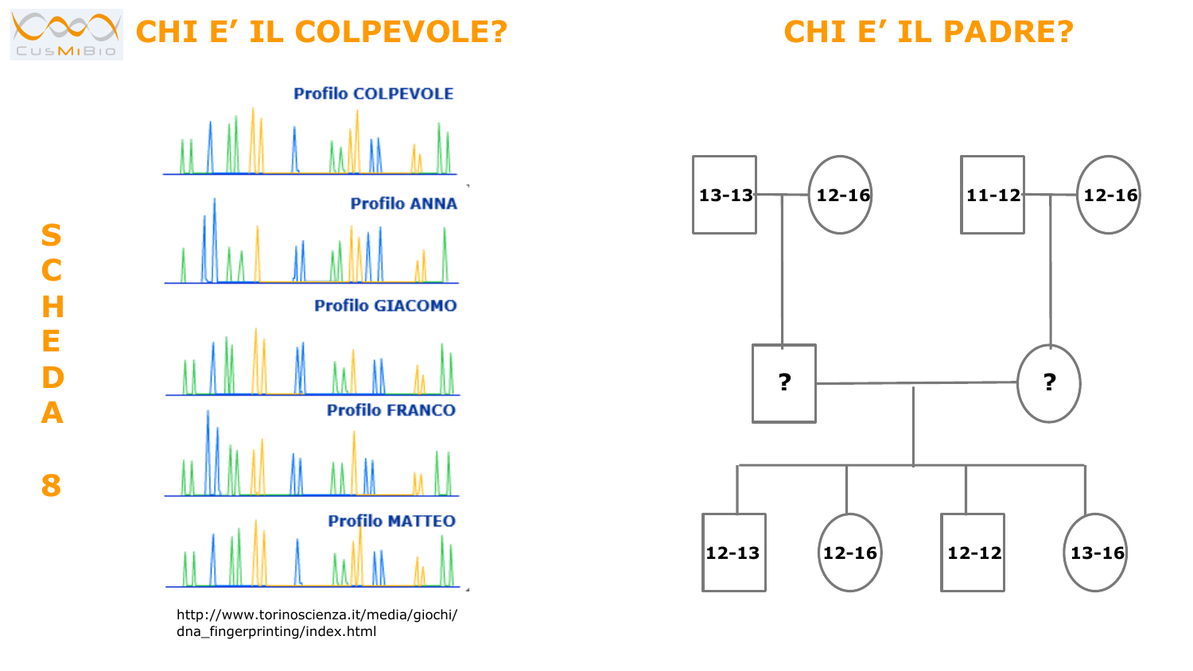# CHI E' IL COLPEVOLE?

Profilo COLPEVOLE

Profilo ANNA

Profilo GIACOMO

Profilo FRANCO

Profilo MATTEO

http://www.torinoscienza.it/media/giochi/dna_fingerprinting/index.html

SCHEDA 8

# CHI E' IL PADRE?

13-13 | 12-16 | 11-12 | 12-16

? | ?

12-13 | 12-16 | 12-12 | 13-16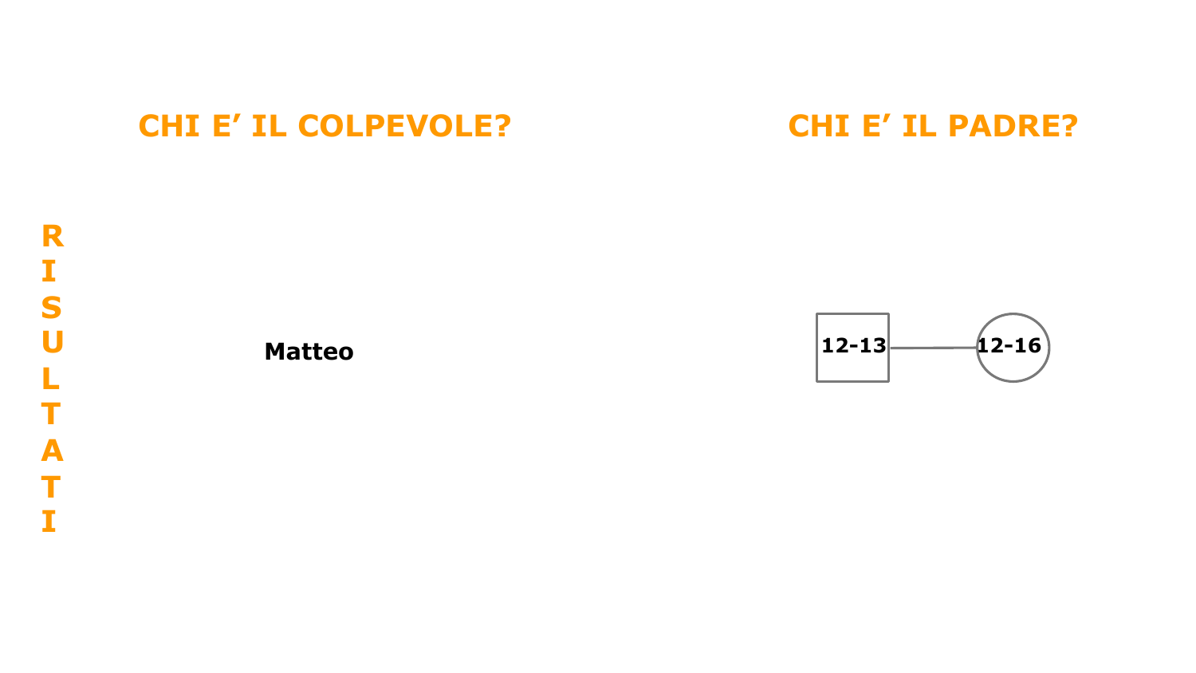**R I S U L T A T I**

## CHI E' IL COLPEVOLE?

**Matteo**

## CHI E' IL PADRE?

**12-13**

**12-16**